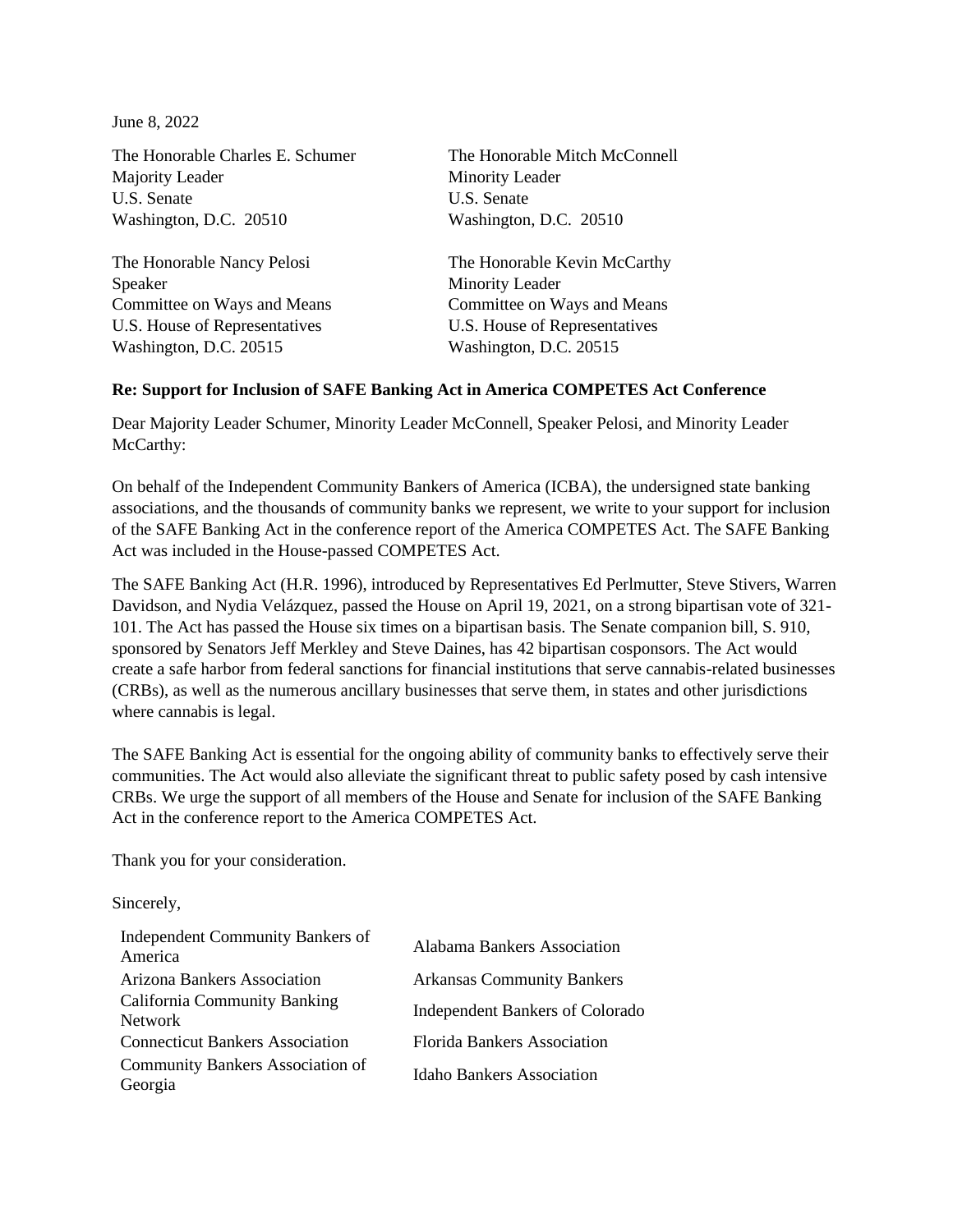June 8, 2022

The Honorable Charles E. Schumer
Majority Leader
U.S. Senate
Washington, D.C. 20510

The Honorable Mitch McConnell
Minority Leader
U.S. Senate
Washington, D.C. 20510

The Honorable Nancy Pelosi
Speaker
Committee on Ways and Means
U.S. House of Representatives
Washington, D.C. 20515

The Honorable Kevin McCarthy
Minority Leader
Committee on Ways and Means
U.S. House of Representatives
Washington, D.C. 20515

**Re: Support for Inclusion of SAFE Banking Act in America COMPETES Act Conference**

Dear Majority Leader Schumer, Minority Leader McConnell, Speaker Pelosi, and Minority Leader McCarthy:

On behalf of the Independent Community Bankers of America (ICBA), the undersigned state banking associations, and the thousands of community banks we represent, we write to your support for inclusion of the SAFE Banking Act in the conference report of the America COMPETES Act. The SAFE Banking Act was included in the House-passed COMPETES Act.

The SAFE Banking Act (H.R. 1996), introduced by Representatives Ed Perlmutter, Steve Stivers, Warren Davidson, and Nydia Velázquez, passed the House on April 19, 2021, on a strong bipartisan vote of 321-101. The Act has passed the House six times on a bipartisan basis. The Senate companion bill, S. 910, sponsored by Senators Jeff Merkley and Steve Daines, has 42 bipartisan cosponsors. The Act would create a safe harbor from federal sanctions for financial institutions that serve cannabis-related businesses (CRBs), as well as the numerous ancillary businesses that serve them, in states and other jurisdictions where cannabis is legal.

The SAFE Banking Act is essential for the ongoing ability of community banks to effectively serve their communities. The Act would also alleviate the significant threat to public safety posed by cash intensive CRBs. We urge the support of all members of the House and Senate for inclusion of the SAFE Banking Act in the conference report to the America COMPETES Act.

Thank you for your consideration.

Sincerely,

| | |
|---|---|
| Independent Community Bankers of America | Alabama Bankers Association |
| Arizona Bankers Association | Arkansas Community Bankers |
| California Community Banking Network | Independent Bankers of Colorado |
| Connecticut Bankers Association | Florida Bankers Association |
| Community Bankers Association of Georgia | Idaho Bankers Association |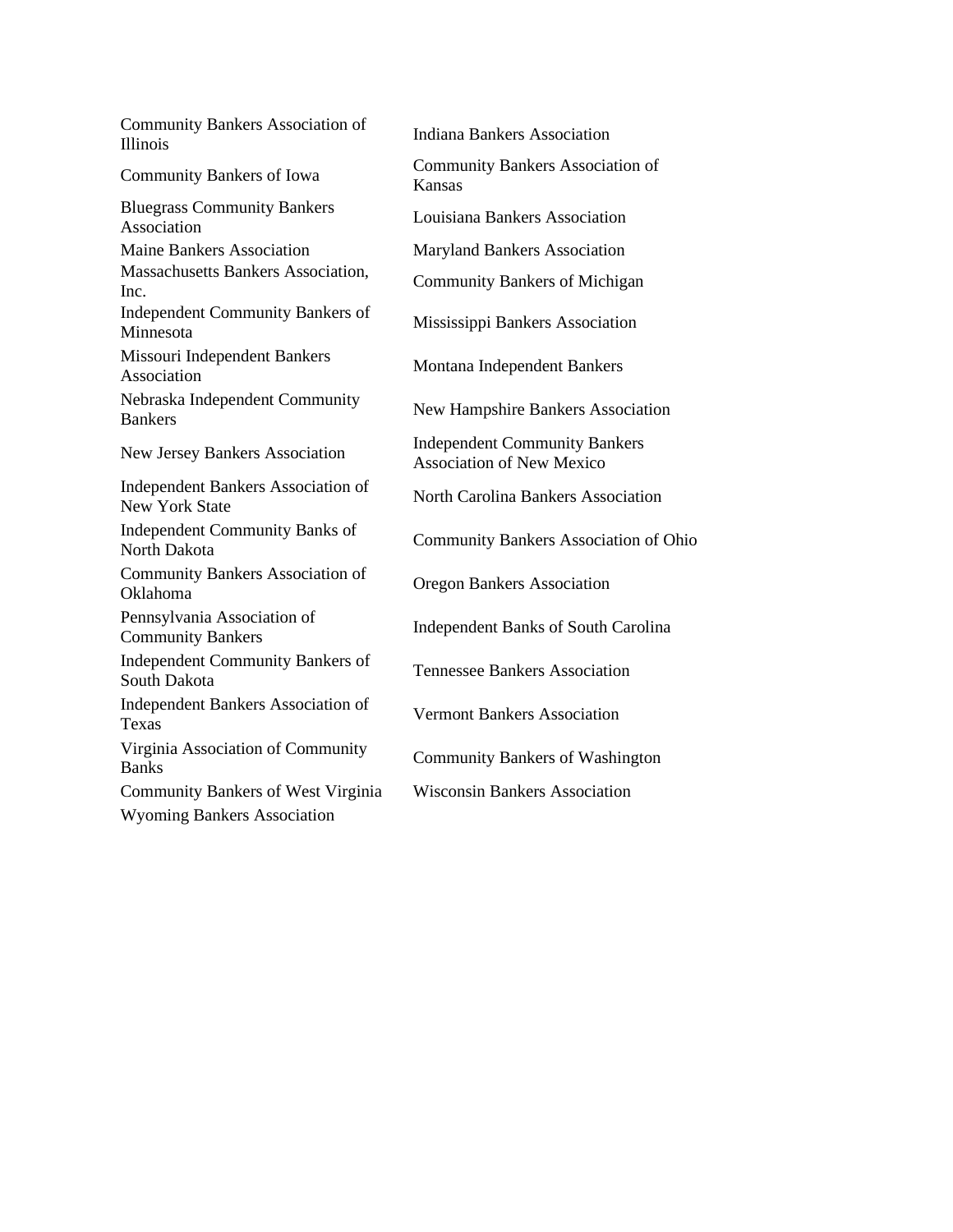| | |
|---|---|
| Community Bankers Association of Illinois | Indiana Bankers Association |
| Community Bankers of Iowa | Community Bankers Association of Kansas |
| Bluegrass Community Bankers Association | Louisiana Bankers Association |
| Maine Bankers Association | Maryland Bankers Association |
| Massachusetts Bankers Association, Inc. | Community Bankers of Michigan |
| Independent Community Bankers of Minnesota | Mississippi Bankers Association |
| Missouri Independent Bankers Association | Montana Independent Bankers |
| Nebraska Independent Community Bankers | New Hampshire Bankers Association |
| New Jersey Bankers Association | Independent Community Bankers Association of New Mexico |
| Independent Bankers Association of New York State | North Carolina Bankers Association |
| Independent Community Banks of North Dakota | Community Bankers Association of Ohio |
| Community Bankers Association of Oklahoma | Oregon Bankers Association |
| Pennsylvania Association of Community Bankers | Independent Banks of South Carolina |
| Independent Community Bankers of South Dakota | Tennessee Bankers Association |
| Independent Bankers Association of Texas | Vermont Bankers Association |
| Virginia Association of Community Banks | Community Bankers of Washington |
| Community Bankers of West Virginia | Wisconsin Bankers Association |
| Wyoming Bankers Association | |